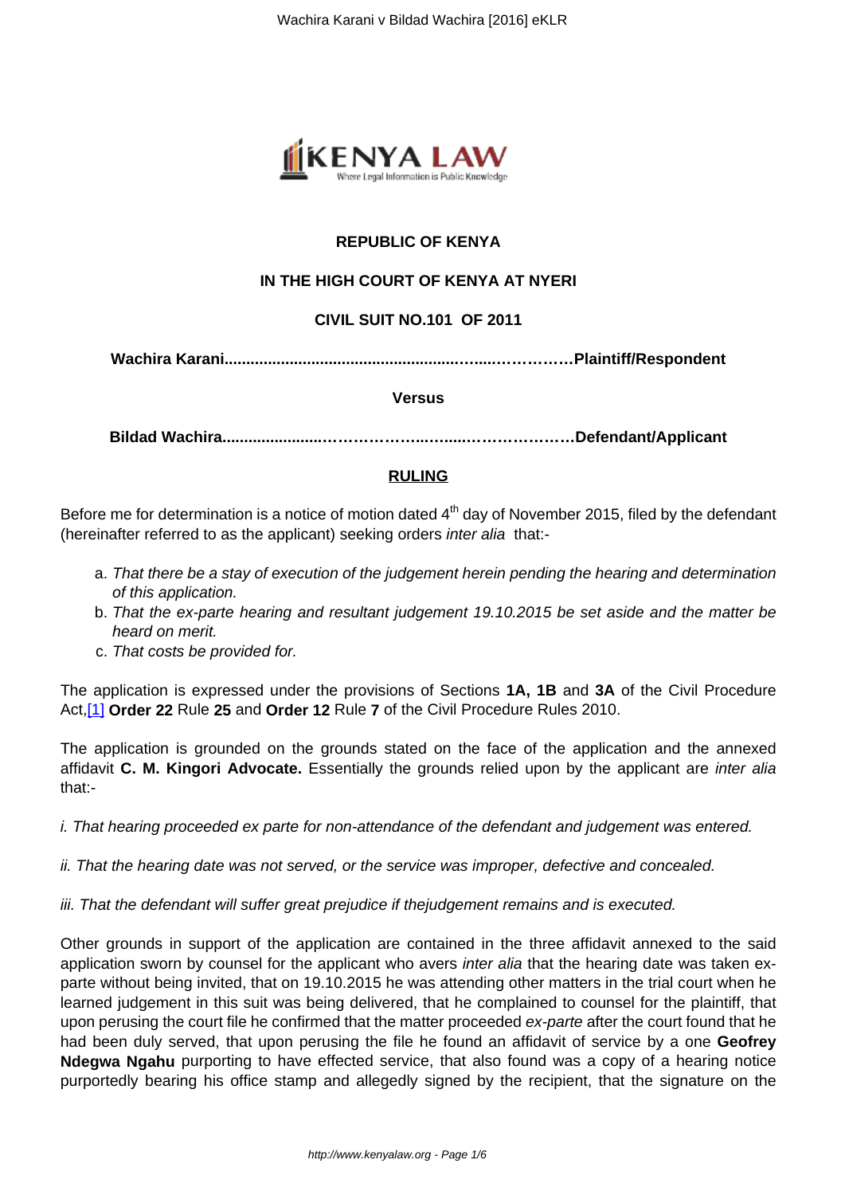**REPUBLIC OF KENYA**

**IN THE HIGH COURT OF KENYA AT NYERI**

**CIVIL SUIT NO.101 OF 2011**

**Wachira Karani.................................................................……………Plaintiff/Respondent**

**Versus**

**Bildad Wachira.......................………………..……...…………………Defendant/Applicant**

**RULING**

Before me for determination is a notice of motion dated 4th day of November 2015, filed by the defendant (hereinafter referred to as the applicant) seeking orders *inter alia* that:-

a. *That there be a stay of execution of the judgement herein pending the hearing and determination of this application.*
b. *That the ex-parte hearing and resultant judgement 19.10.2015 be set aside and the matter be heard on merit.*
c. *That costs be provided for.*

The application is expressed under the provisions of Sections **1A, 1B** and **3A** of the Civil Procedure Act,[1] **Order 22** Rule **25** and **Order 12** Rule **7** of the Civil Procedure Rules 2010.

The application is grounded on the grounds stated on the face of the application and the annexed affidavit **C. M. Kingori Advocate.** Essentially the grounds relied upon by the applicant are *inter alia* that:-

*i. That hearing proceeded ex parte for non-attendance of the defendant and judgement was entered.*

*ii. That the hearing date was not served, or the service was improper, defective and concealed.*

*iii. That the defendant will suffer great prejudice if thejudgement remains and is executed.*

Other grounds in support of the application are contained in the three affidavit annexed to the said application sworn by counsel for the applicant who avers *inter alia* that the hearing date was taken ex-parte without being invited, that on 19.10.2015 he was attending other matters in the trial court when he learned judgement in this suit was being delivered, that he complained to counsel for the plaintiff, that upon perusing the court file he confirmed that the matter proceeded *ex-parte* after the court found that he had been duly served, that upon perusing the file he found an affidavit of service by a one **Geofrey Ndegwa Ngahu** purporting to have effected service, that also found was a copy of a hearing notice purportedly bearing his office stamp and allegedly signed by the recipient, that the signature on the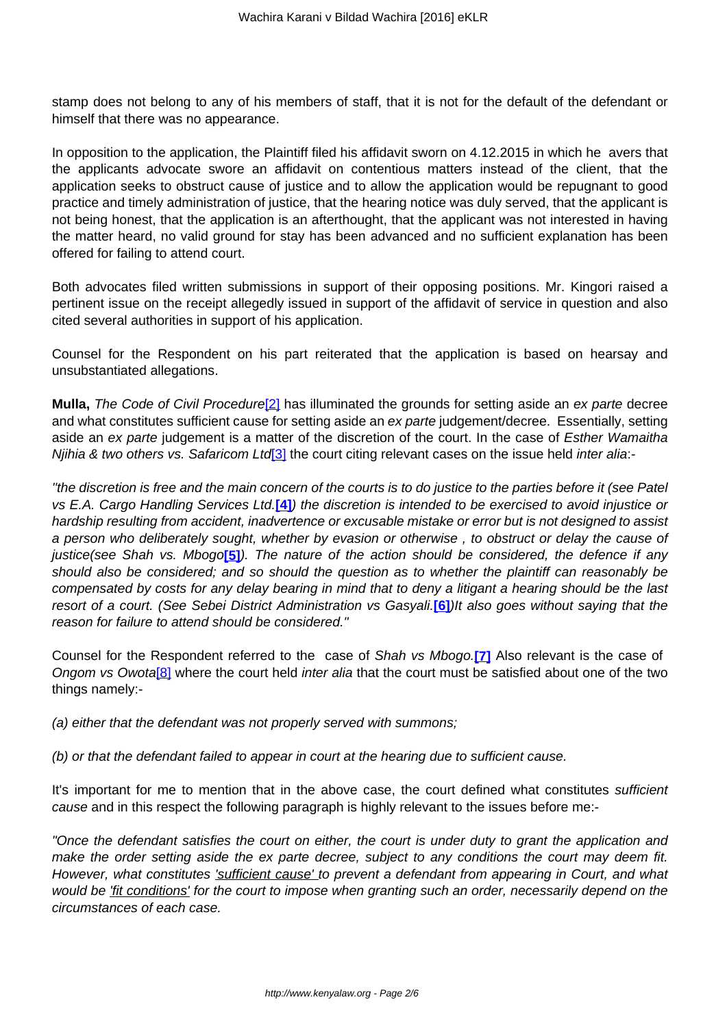stamp does not belong to any of his members of staff, that it is not for the default of the defendant or himself that there was no appearance.

In opposition to the application, the Plaintiff filed his affidavit sworn on 4.12.2015 in which he avers that the applicants advocate swore an affidavit on contentious matters instead of the client, that the application seeks to obstruct cause of justice and to allow the application would be repugnant to good practice and timely administration of justice, that the hearing notice was duly served, that the applicant is not being honest, that the application is an afterthought, that the applicant was not interested in having the matter heard, no valid ground for stay has been advanced and no sufficient explanation has been offered for failing to attend court.

Both advocates filed written submissions in support of their opposing positions. Mr. Kingori raised a pertinent issue on the receipt allegedly issued in support of the affidavit of service in question and also cited several authorities in support of his application.

Counsel for the Respondent on his part reiterated that the application is based on hearsay and unsubstantiated allegations.

**Mulla,** *The Code of Civil Procedure*[2] has illuminated the grounds for setting aside an *ex parte* decree and what constitutes sufficient cause for setting aside an *ex parte* judgement/decree. Essentially, setting aside an *ex parte* judgement is a matter of the discretion of the court. In the case of *Esther Wamaitha Njihia & two others vs. Safaricom Ltd*[3] the court citing relevant cases on the issue held *inter alia*:-

*"the discretion is free and the main concern of the courts is to do justice to the parties before it (see Patel vs E.A. Cargo Handling Services Ltd.***[4]***) the discretion is intended to be exercised to avoid injustice or hardship resulting from accident, inadvertence or excusable mistake or error but is not designed to assist a person who deliberately sought, whether by evasion or otherwise , to obstruct or delay the cause of justice(see Shah vs. Mbogo***[5]***). The nature of the action should be considered, the defence if any should also be considered; and so should the question as to whether the plaintiff can reasonably be compensated by costs for any delay bearing in mind that to deny a litigant a hearing should be the last resort of a court. (See Sebei District Administration vs Gasyali.***[6]***)It also goes without saying that the reason for failure to attend should be considered."*

Counsel for the Respondent referred to the case of *Shah vs Mbogo.***[7]** Also relevant is the case of *Ongom vs Owota*[8] where the court held *inter alia* that the court must be satisfied about one of the two things namely:-

*(a) either that the defendant was not properly served with summons;*

*(b) or that the defendant failed to appear in court at the hearing due to sufficient cause.*

It's important for me to mention that in the above case, the court defined what constitutes *sufficient cause* and in this respect the following paragraph is highly relevant to the issues before me:-

*"Once the defendant satisfies the court on either, the court is under duty to grant the application and make the order setting aside the ex parte decree, subject to any conditions the court may deem fit. However, what constitutes 'sufficient cause' to prevent a defendant from appearing in Court, and what would be 'fit conditions' for the court to impose when granting such an order, necessarily depend on the circumstances of each case.*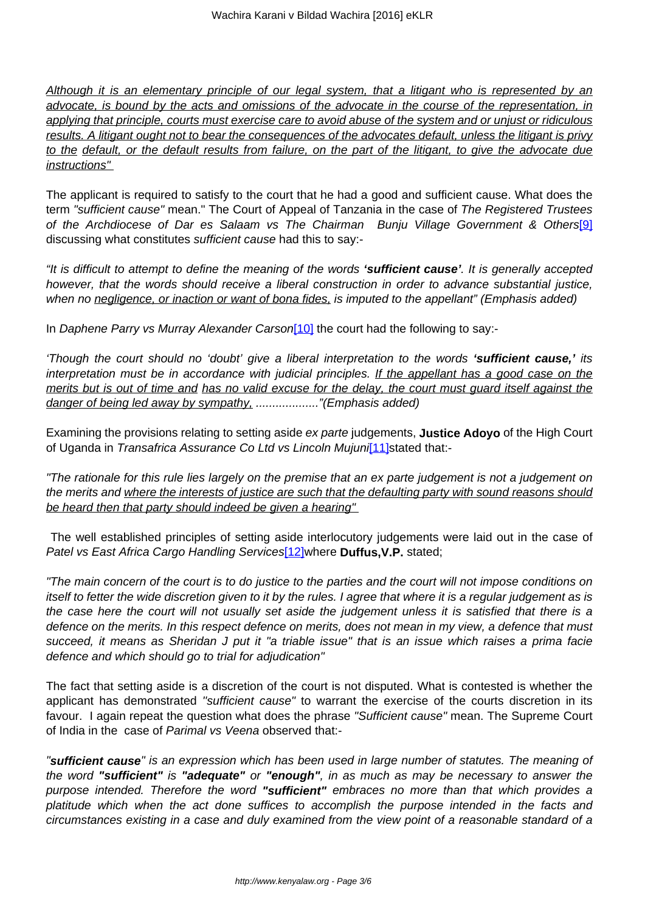<u>Although it is an elementary principle of our legal system, that a litigant who is represented by an advocate, is bound by the acts and omissions of the advocate in the course of the representation, in applying that principle, courts must exercise care to avoid abuse of the system and or unjust or ridiculous results. A litigant ought not to bear the consequences of the advocates default, unless the litigant is privy to the default, or the default results from failure, on the part of the litigant, to give the advocate due instructions"</u>

The applicant is required to satisfy to the court that he had a good and sufficient cause. What does the term *"sufficient cause"* mean." The Court of Appeal of Tanzania in the case of *The Registered Trustees of the Archdiocese of Dar es Salaam vs The Chairman Bunju Village Government & Others*[9] discussing what constitutes *sufficient cause* had this to say:-

*"It is difficult to attempt to define the meaning of the words **'sufficient cause'**. It is generally accepted however, that the words should receive a liberal construction in order to advance substantial justice, when no <u>negligence, or inaction or want of bona fides,</u> is imputed to the appellant" (Emphasis added)*

In *Daphene Parry vs Murray Alexander Carson*[10] the court had the following to say:-

*'Though the court should no 'doubt' give a liberal interpretation to the words **'sufficient cause,'** its interpretation must be in accordance with judicial principles. <u>If the appellant has a good case on the merits but is out of time and has no valid excuse for the delay, the court must guard itself against the danger of being led away by sympathy,</u> ..................."(Emphasis added)*

Examining the provisions relating to setting aside *ex parte* judgements, **Justice Adoyo** of the High Court of Uganda in *Transafrica Assurance Co Ltd vs Lincoln Mujuni*[11]stated that:-

*"The rationale for this rule lies largely on the premise that an ex parte judgement is not a judgement on the merits and <u>where the interests of justice are such that the defaulting party with sound reasons should be heard then that party should indeed be given a hearing"</u>*

The well established principles of setting aside interlocutory judgements were laid out in the case of *Patel vs East Africa Cargo Handling Services*[12]where **Duffus,V.P.** stated;

*"The main concern of the court is to do justice to the parties and the court will not impose conditions on itself to fetter the wide discretion given to it by the rules. I agree that where it is a regular judgement as is the case here the court will not usually set aside the judgement unless it is satisfied that there is a defence on the merits. In this respect defence on merits, does not mean in my view, a defence that must succeed, it means as Sheridan J put it "a triable issue" that is an issue which raises a prima facie defence and which should go to trial for adjudication"*

The fact that setting aside is a discretion of the court is not disputed. What is contested is whether the applicant has demonstrated *"sufficient cause"* to warrant the exercise of the courts discretion in its favour. I again repeat the question what does the phrase *"Sufficient cause"* mean. The Supreme Court of India in the case of *Parimal vs Veena* observed that:-

*"**sufficient cause**" is an expression which has been used in large number of statutes. The meaning of the word **"sufficient"** is **"adequate"** or **"enough"**, in as much as may be necessary to answer the purpose intended. Therefore the word **"sufficient"** embraces no more than that which provides a platitude which when the act done suffices to accomplish the purpose intended in the facts and circumstances existing in a case and duly examined from the view point of a reasonable standard of a*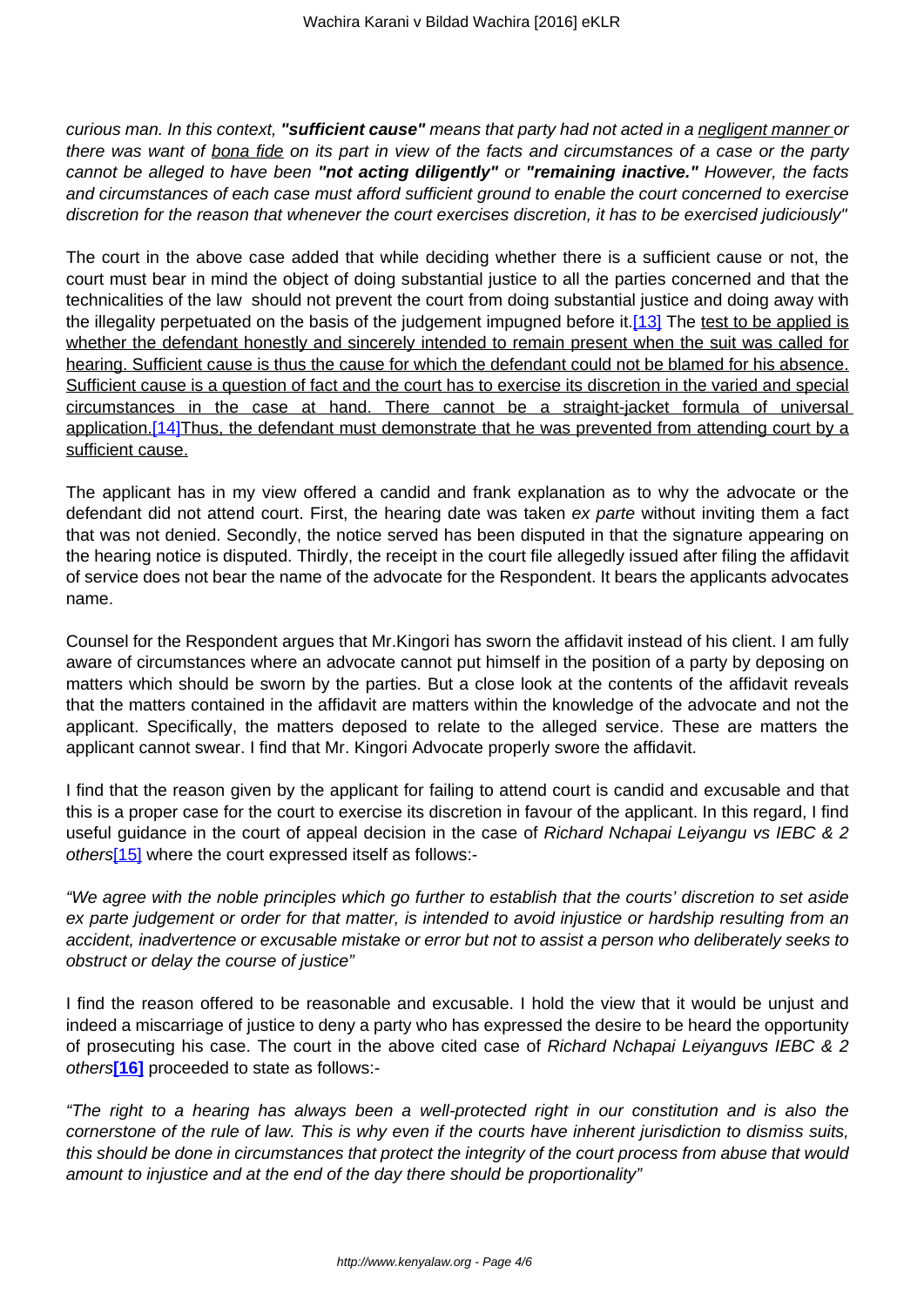*curious man. In this context,* ***"sufficient cause"*** *means that party had not acted in a* *negligent manner* *or there was want of* *bona fide* *on its part in view of the facts and circumstances of a case or the party cannot be alleged to have been* ***"not acting diligently"*** *or* ***"remaining inactive."*** *However, the facts and circumstances of each case must afford sufficient ground to enable the court concerned to exercise discretion for the reason that whenever the court exercises discretion, it has to be exercised judiciously"*

The court in the above case added that while deciding whether there is a sufficient cause or not, the court must bear in mind the object of doing substantial justice to all the parties concerned and that the technicalities of the law should not prevent the court from doing substantial justice and doing away with the illegality perpetuated on the basis of the judgement impugned before it.[13] The test to be applied is whether the defendant honestly and sincerely intended to remain present when the suit was called for hearing. Sufficient cause is thus the cause for which the defendant could not be blamed for his absence. Sufficient cause is a question of fact and the court has to exercise its discretion in the varied and special circumstances in the case at hand. There cannot be a straight-jacket formula of universal application.[14]Thus, the defendant must demonstrate that he was prevented from attending court by a sufficient cause.

The applicant has in my view offered a candid and frank explanation as to why the advocate or the defendant did not attend court. First, the hearing date was taken *ex parte* without inviting them a fact that was not denied. Secondly, the notice served has been disputed in that the signature appearing on the hearing notice is disputed. Thirdly, the receipt in the court file allegedly issued after filing the affidavit of service does not bear the name of the advocate for the Respondent. It bears the applicants advocates name.

Counsel for the Respondent argues that Mr.Kingori has sworn the affidavit instead of his client. I am fully aware of circumstances where an advocate cannot put himself in the position of a party by deposing on matters which should be sworn by the parties. But a close look at the contents of the affidavit reveals that the matters contained in the affidavit are matters within the knowledge of the advocate and not the applicant. Specifically, the matters deposed to relate to the alleged service. These are matters the applicant cannot swear. I find that Mr. Kingori Advocate properly swore the affidavit.

I find that the reason given by the applicant for failing to attend court is candid and excusable and that this is a proper case for the court to exercise its discretion in favour of the applicant. In this regard, I find useful guidance in the court of appeal decision in the case of *Richard Nchapai Leiyangu vs IEBC & 2 others*[15] where the court expressed itself as follows:-

*"We agree with the noble principles which go further to establish that the courts' discretion to set aside ex parte judgement or order for that matter, is intended to avoid injustice or hardship resulting from an accident, inadvertence or excusable mistake or error but not to assist a person who deliberately seeks to obstruct or delay the course of justice"*

I find the reason offered to be reasonable and excusable. I hold the view that it would be unjust and indeed a miscarriage of justice to deny a party who has expressed the desire to be heard the opportunity of prosecuting his case. The court in the above cited case of *Richard Nchapai Leiyanguvs IEBC & 2 others*[16] proceeded to state as follows:-

*"The right to a hearing has always been a well-protected right in our constitution and is also the cornerstone of the rule of law. This is why even if the courts have inherent jurisdiction to dismiss suits, this should be done in circumstances that protect the integrity of the court process from abuse that would amount to injustice and at the end of the day there should be proportionality"*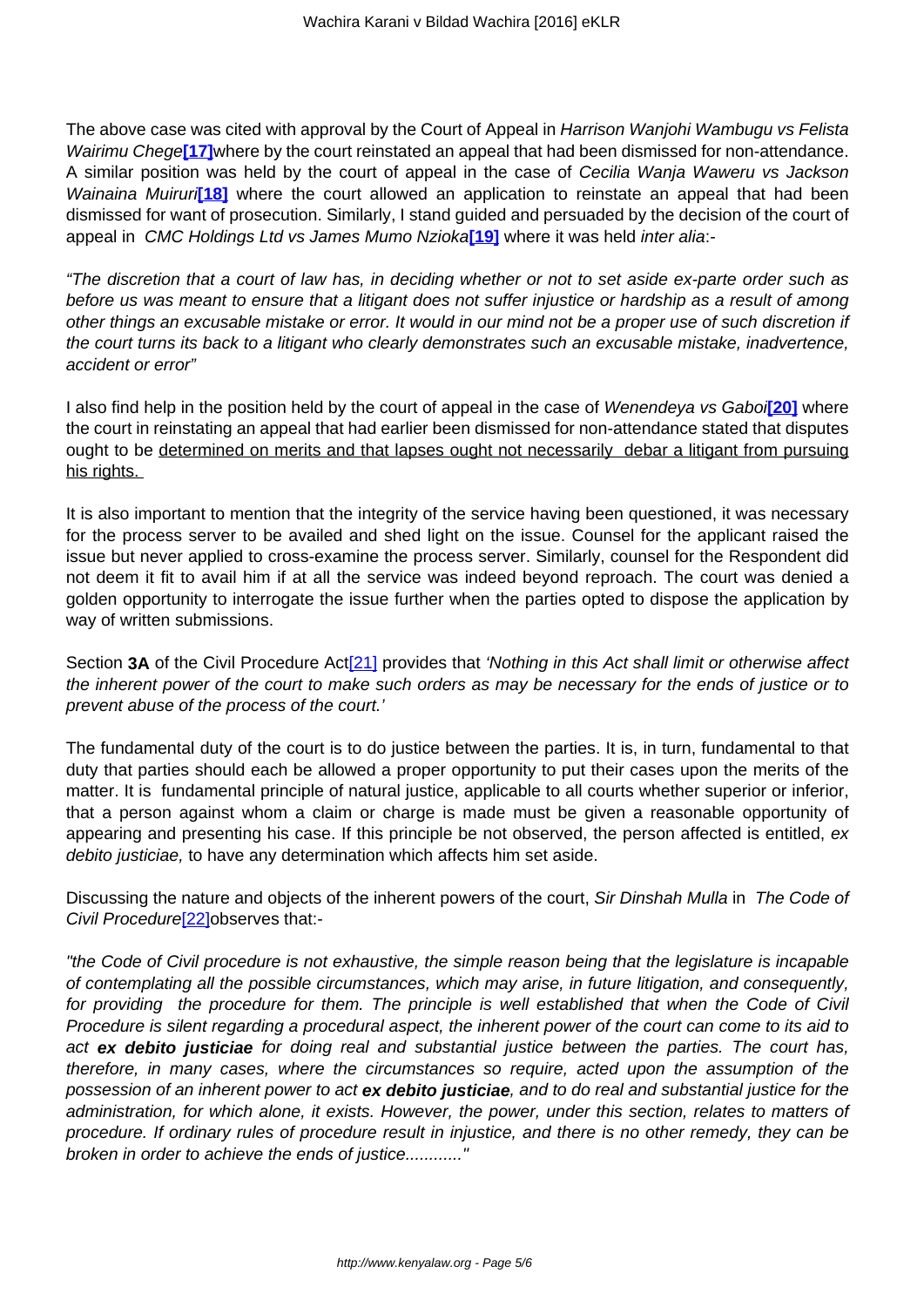The above case was cited with approval by the Court of Appeal in *Harrison Wanjohi Wambugu vs Felista Wairimu Chege*[17] where by the court reinstated an appeal that had been dismissed for non-attendance. A similar position was held by the court of appeal in the case of *Cecilia Wanja Waweru vs Jackson Wainaina Muiruri*[18] where the court allowed an application to reinstate an appeal that had been dismissed for want of prosecution. Similarly, I stand guided and persuaded by the decision of the court of appeal in *CMC Holdings Ltd vs James Mumo Nzioka*[19] where it was held *inter alia*:-

*"The discretion that a court of law has, in deciding whether or not to set aside ex-parte order such as before us was meant to ensure that a litigant does not suffer injustice or hardship as a result of among other things an excusable mistake or error. It would in our mind not be a proper use of such discretion if the court turns its back to a litigant who clearly demonstrates such an excusable mistake, inadvertence, accident or error"*

I also find help in the position held by the court of appeal in the case of *Wenendeya vs Gaboi*[20] where the court in reinstating an appeal that had earlier been dismissed for non-attendance stated that disputes ought to be <u>determined on merits and that lapses ought not necessarily debar a litigant from pursuing his rights.</u>

It is also important to mention that the integrity of the service having been questioned, it was necessary for the process server to be availed and shed light on the issue. Counsel for the applicant raised the issue but never applied to cross-examine the process server. Similarly, counsel for the Respondent did not deem it fit to avail him if at all the service was indeed beyond reproach. The court was denied a golden opportunity to interrogate the issue further when the parties opted to dispose the application by way of written submissions.

Section **3A** of the Civil Procedure Act[21] provides that *'Nothing in this Act shall limit or otherwise affect the inherent power of the court to make such orders as may be necessary for the ends of justice or to prevent abuse of the process of the court.'*

The fundamental duty of the court is to do justice between the parties. It is, in turn, fundamental to that duty that parties should each be allowed a proper opportunity to put their cases upon the merits of the matter. It is fundamental principle of natural justice, applicable to all courts whether superior or inferior, that a person against whom a claim or charge is made must be given a reasonable opportunity of appearing and presenting his case. If this principle be not observed, the person affected is entitled, *ex debito justiciae,* to have any determination which affects him set aside.

Discussing the nature and objects of the inherent powers of the court, *Sir Dinshah Mulla* in *The Code of Civil Procedure*[22] observes that:-

*"the Code of Civil procedure is not exhaustive, the simple reason being that the legislature is incapable of contemplating all the possible circumstances, which may arise, in future litigation, and consequently, for providing the procedure for them. The principle is well established that when the Code of Civil Procedure is silent regarding a procedural aspect, the inherent power of the court can come to its aid to act* ***ex debito justiciae*** *for doing real and substantial justice between the parties. The court has, therefore, in many cases, where the circumstances so require, acted upon the assumption of the possession of an inherent power to act* ***ex debito justiciae****, and to do real and substantial justice for the administration, for which alone, it exists. However, the power, under this section, relates to matters of procedure. If ordinary rules of procedure result in injustice, and there is no other remedy, they can be broken in order to achieve the ends of justice............"*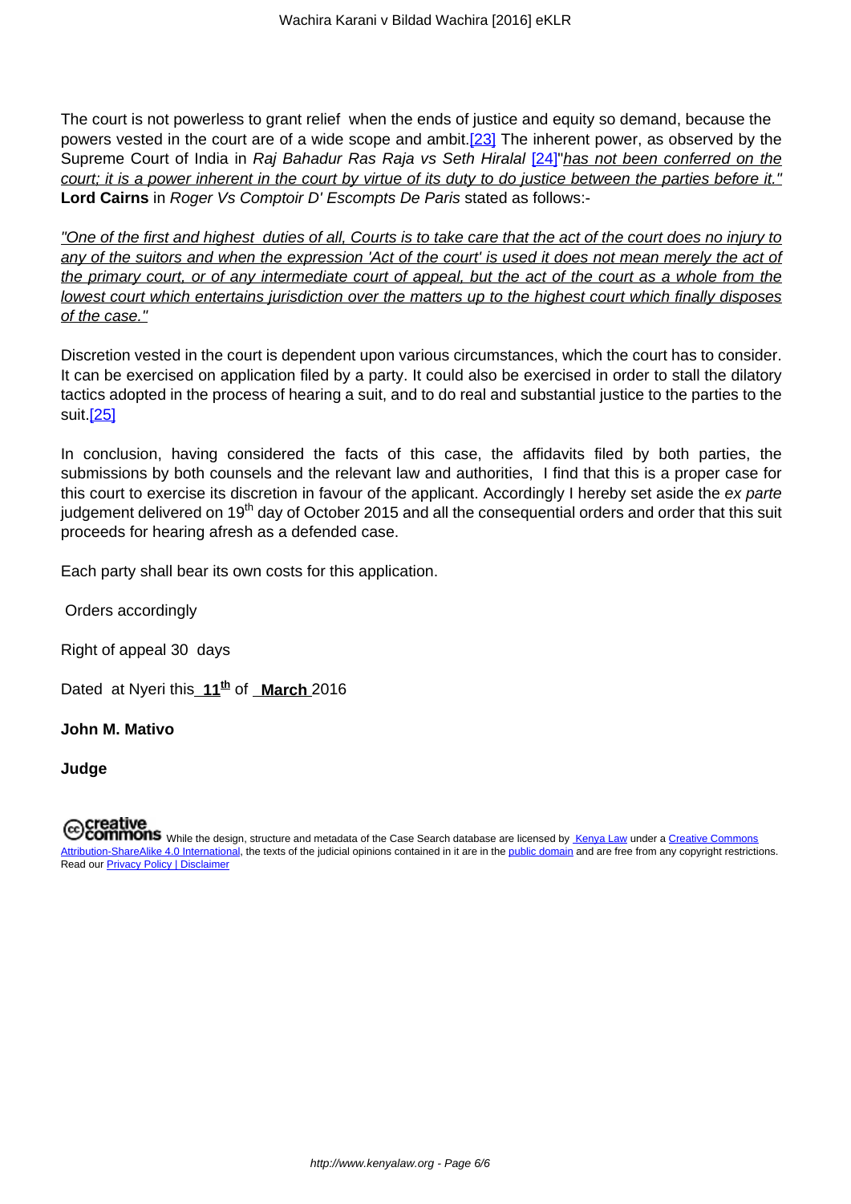The court is not powerless to grant relief when the ends of justice and equity so demand, because the powers vested in the court are of a wide scope and ambit.[23] The inherent power, as observed by the Supreme Court of India in *Raj Bahadur Ras Raja vs Seth Hiralal* [24]"has not been conferred on the court; it is a power inherent in the court by virtue of its duty to do justice between the parties before it." **Lord Cairns** in *Roger Vs Comptoir D' Escompts De Paris* stated as follows:-

*"One of the first and highest duties of all, Courts is to take care that the act of the court does no injury to any of the suitors and when the expression 'Act of the court' is used it does not mean merely the act of the primary court, or of any intermediate court of appeal, but the act of the court as a whole from the lowest court which entertains jurisdiction over the matters up to the highest court which finally disposes of the case."*

Discretion vested in the court is dependent upon various circumstances, which the court has to consider. It can be exercised on application filed by a party. It could also be exercised in order to stall the dilatory tactics adopted in the process of hearing a suit, and to do real and substantial justice to the parties to the suit.[25]

In conclusion, having considered the facts of this case, the affidavits filed by both parties, the submissions by both counsels and the relevant law and authorities, I find that this is a proper case for this court to exercise its discretion in favour of the applicant. Accordingly I hereby set aside the *ex parte* judgement delivered on 19th day of October 2015 and all the consequential orders and order that this suit proceeds for hearing afresh as a defended case.

Each party shall bear its own costs for this application.

Orders accordingly

Right of appeal 30 days

Dated at Nyeri this **11th** of **March** 2016

**John M. Mativo**

**Judge**

While the design, structure and metadata of the Case Search database are licensed by Kenya Law under a Creative Commons Attribution-ShareAlike 4.0 International, the texts of the judicial opinions contained in it are in the public domain and are free from any copyright restrictions. Read our Privacy Policy | Disclaimer